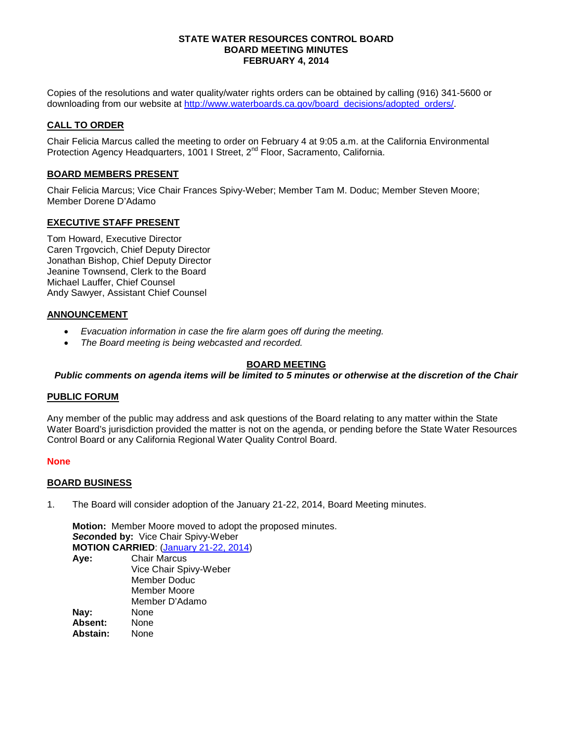**STATE WATER RESOURCES CONTROL BOARD**
**BOARD MEETING MINUTES**
**FEBRUARY 4, 2014**

Copies of the resolutions and water quality/water rights orders can be obtained by calling (916) 341-5600 or downloading from our website at [http://www.waterboards.ca.gov/board_decisions/adopted_orders/](http://www.waterboards.ca.gov/board_decisions/adopted_orders/).

## CALL TO ORDER

Chair Felicia Marcus called the meeting to order on February 4 at 9:05 a.m. at the California Environmental Protection Agency Headquarters, 1001 I Street, 2nd Floor, Sacramento, California.

## BOARD MEMBERS PRESENT

Chair Felicia Marcus; Vice Chair Frances Spivy-Weber; Member Tam M. Doduc; Member Steven Moore; Member Dorene D'Adamo

## EXECUTIVE STAFF PRESENT

Tom Howard, Executive Director
Caren Trgovcich, Chief Deputy Director
Jonathan Bishop, Chief Deputy Director
Jeanine Townsend, Clerk to the Board
Michael Lauffer, Chief Counsel
Andy Sawyer, Assistant Chief Counsel

## ANNOUNCEMENT

- *Evacuation information in case the fire alarm goes off during the meeting.*
- *The Board meeting is being webcasted and recorded.*

## BOARD MEETING

***Public comments on agenda items will be limited to 5 minutes or otherwise at the discretion of the Chair***

## PUBLIC FORUM

Any member of the public may address and ask questions of the Board relating to any matter within the State Water Board's jurisdiction provided the matter is not on the agenda, or pending before the State Water Resources Control Board or any California Regional Water Quality Control Board.

**None**

## BOARD BUSINESS

1. The Board will consider adoption of the January 21-22, 2014, Board Meeting minutes.

   **Motion:** Member Moore moved to adopt the proposed minutes.
   ***Seco*nded by:** Vice Chair Spivy-Weber
   **MOTION CARRIED**: (January 21-22, 2014)

   | | |
   |---|---|
   | **Aye:** | Chair Marcus<br>Vice Chair Spivy-Weber<br>Member Doduc<br>Member Moore<br>Member D'Adamo |
   | **Nay:** | None |
   | **Absent:** | None |
   | **Abstain:** | None |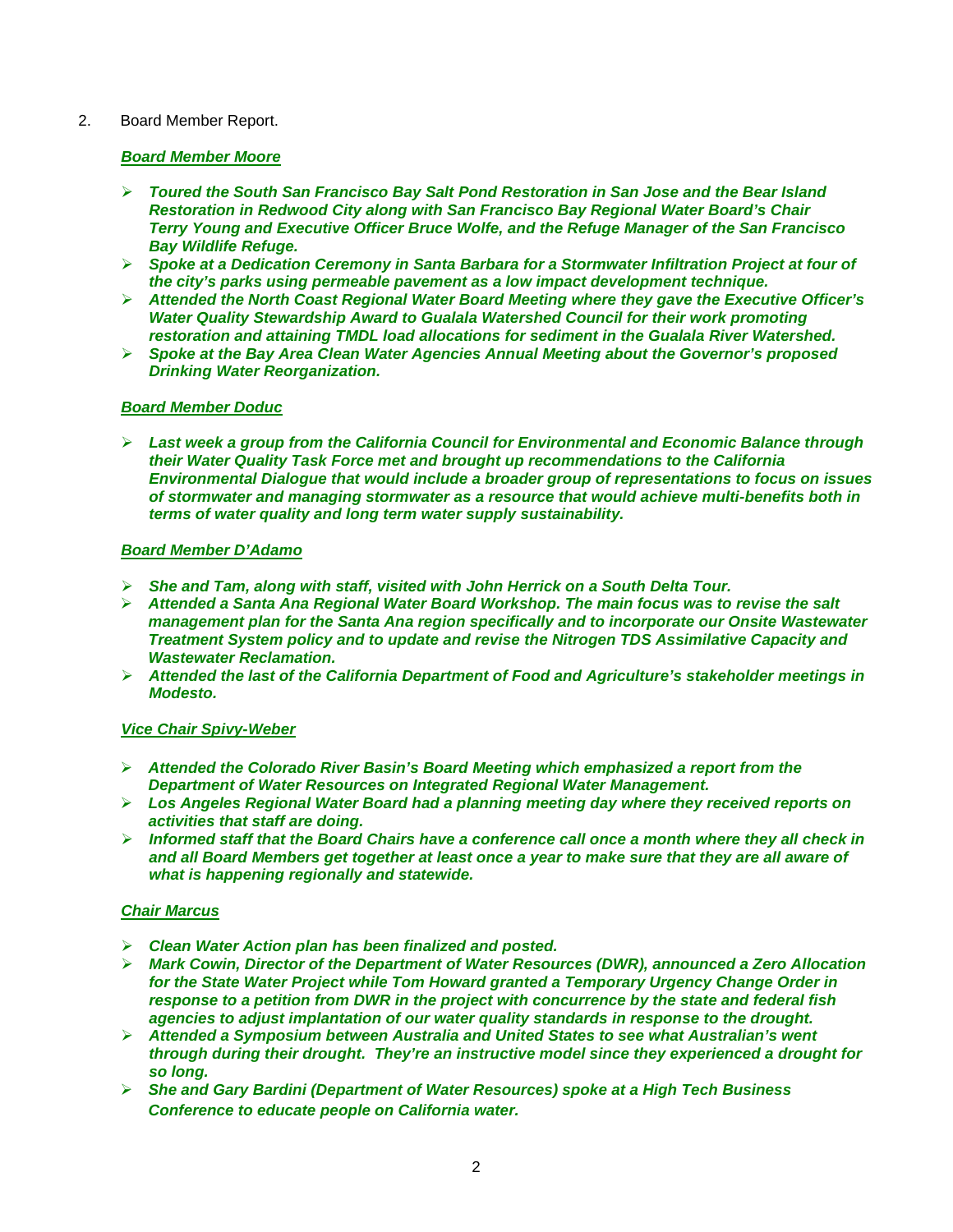2. Board Member Report.

***Board Member Moore***

- ***Toured the South San Francisco Bay Salt Pond Restoration in San Jose and the Bear Island Restoration in Redwood City along with San Francisco Bay Regional Water Board's Chair Terry Young and Executive Officer Bruce Wolfe, and the Refuge Manager of the San Francisco Bay Wildlife Refuge.***
- ***Spoke at a Dedication Ceremony in Santa Barbara for a Stormwater Infiltration Project at four of the city's parks using permeable pavement as a low impact development technique.***
- ***Attended the North Coast Regional Water Board Meeting where they gave the Executive Officer's Water Quality Stewardship Award to Gualala Watershed Council for their work promoting restoration and attaining TMDL load allocations for sediment in the Gualala River Watershed.***
- ***Spoke at the Bay Area Clean Water Agencies Annual Meeting about the Governor's proposed Drinking Water Reorganization.***

***Board Member Doduc***

- ***Last week a group from the California Council for Environmental and Economic Balance through their Water Quality Task Force met and brought up recommendations to the California Environmental Dialogue that would include a broader group of representations to focus on issues of stormwater and managing stormwater as a resource that would achieve multi-benefits both in terms of water quality and long term water supply sustainability.***

***Board Member D'Adamo***

- ***She and Tam, along with staff, visited with John Herrick on a South Delta Tour.***
- ***Attended a Santa Ana Regional Water Board Workshop. The main focus was to revise the salt management plan for the Santa Ana region specifically and to incorporate our Onsite Wastewater Treatment System policy and to update and revise the Nitrogen TDS Assimilative Capacity and Wastewater Reclamation.***
- ***Attended the last of the California Department of Food and Agriculture's stakeholder meetings in Modesto.***

***Vice Chair Spivy-Weber***

- ***Attended the Colorado River Basin's Board Meeting which emphasized a report from the Department of Water Resources on Integrated Regional Water Management.***
- ***Los Angeles Regional Water Board had a planning meeting day where they received reports on activities that staff are doing.***
- ***Informed staff that the Board Chairs have a conference call once a month where they all check in and all Board Members get together at least once a year to make sure that they are all aware of what is happening regionally and statewide.***

***Chair Marcus***

- ***Clean Water Action plan has been finalized and posted.***
- ***Mark Cowin, Director of the Department of Water Resources (DWR), announced a Zero Allocation for the State Water Project while Tom Howard granted a Temporary Urgency Change Order in response to a petition from DWR in the project with concurrence by the state and federal fish agencies to adjust implantation of our water quality standards in response to the drought.***
- ***Attended a Symposium between Australia and United States to see what Australian's went through during their drought. They're an instructive model since they experienced a drought for so long.***
- ***She and Gary Bardini (Department of Water Resources) spoke at a High Tech Business Conference to educate people on California water.***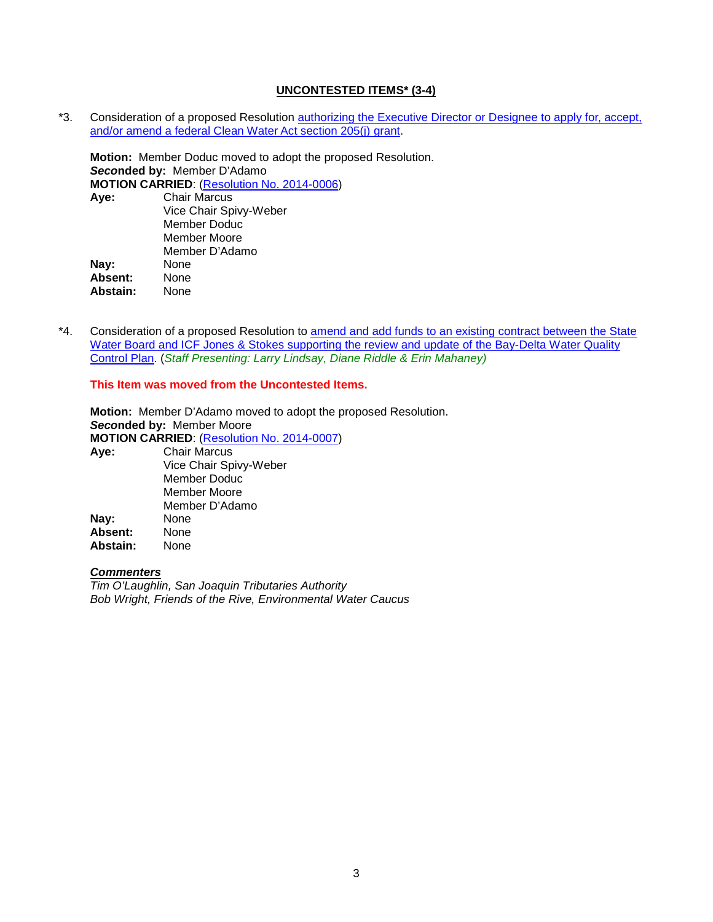## UNCONTESTED ITEMS* (3-4)

*3. Consideration of a proposed Resolution authorizing the Executive Director or Designee to apply for, accept, and/or amend a federal Clean Water Act section 205(j) grant.

**Motion:** Member Doduc moved to adopt the proposed Resolution.
***Seconded by:*** Member D'Adamo
**MOTION CARRIED**: (Resolution No. 2014-0006)

**Aye:** Chair Marcus
Vice Chair Spivy-Weber
Member Doduc
Member Moore
Member D'Adamo
**Nay:** None
**Absent:** None
**Abstain:** None

*4. Consideration of a proposed Resolution to amend and add funds to an existing contract between the State Water Board and ICF Jones & Stokes supporting the review and update of the Bay-Delta Water Quality Control Plan. (*Staff Presenting: Larry Lindsay, Diane Riddle & Erin Mahaney)*

**This Item was moved from the Uncontested Items.**

**Motion:** Member D'Adamo moved to adopt the proposed Resolution.
***Seconded by:*** Member Moore
**MOTION CARRIED**: (Resolution No. 2014-0007)

**Aye:** Chair Marcus
Vice Chair Spivy-Weber
Member Doduc
Member Moore
Member D'Adamo
**Nay:** None
**Absent:** None
**Abstain:** None

***Commenters***
*Tim O'Laughlin, San Joaquin Tributaries Authority*
*Bob Wright, Friends of the Rive, Environmental Water Caucus*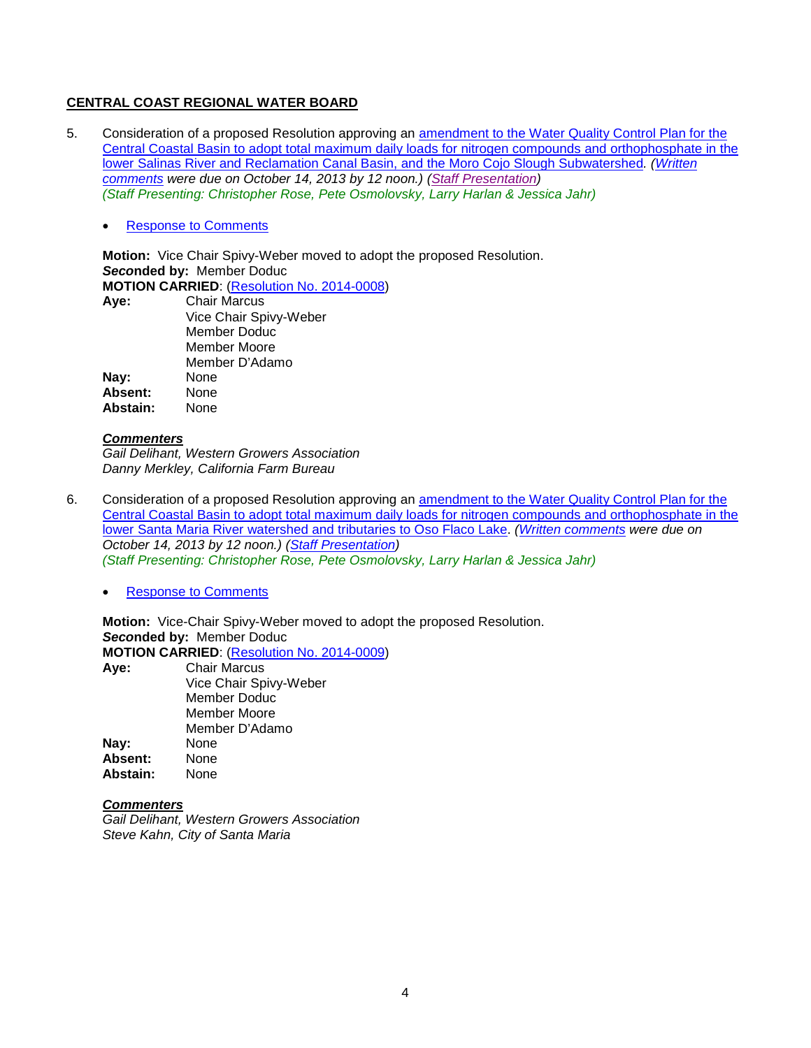**CENTRAL COAST REGIONAL WATER BOARD**

5. Consideration of a proposed Resolution approving an amendment to the Water Quality Control Plan for the Central Coastal Basin to adopt total maximum daily loads for nitrogen compounds and orthophosphate in the lower Salinas River and Reclamation Canal Basin, and the Moro Cojo Slough Subwatershed. *(Written comments were due on October 14, 2013 by 12 noon.) (Staff Presentation)*
*(Staff Presenting: Christopher Rose, Pete Osmolovsky, Larry Harlan & Jessica Jahr)*

   - Response to Comments

   **Motion:** Vice Chair Spivy-Weber moved to adopt the proposed Resolution.
   ***Seco*nded by:** Member Doduc
   **MOTION CARRIED**: (Resolution No. 2014-0008)

   | | |
   |---|---|
   | **Aye:** | Chair Marcus<br>Vice Chair Spivy-Weber<br>Member Doduc<br>Member Moore<br>Member D'Adamo |
   | **Nay:** | None |
   | **Absent:** | None |
   | **Abstain:** | None |

   ***Commenters***
   *Gail Delihant, Western Growers Association*
   *Danny Merkley, California Farm Bureau*

6. Consideration of a proposed Resolution approving an amendment to the Water Quality Control Plan for the Central Coastal Basin to adopt total maximum daily loads for nitrogen compounds and orthophosphate in the lower Santa Maria River watershed and tributaries to Oso Flaco Lake. *(Written comments were due on October 14, 2013 by 12 noon.) (Staff Presentation)*
*(Staff Presenting: Christopher Rose, Pete Osmolovsky, Larry Harlan & Jessica Jahr)*

   - Response to Comments

   **Motion:** Vice-Chair Spivy-Weber moved to adopt the proposed Resolution.
   ***Seco*nded by:** Member Doduc
   **MOTION CARRIED**: (Resolution No. 2014-0009)

   | | |
   |---|---|
   | **Aye:** | Chair Marcus<br>Vice Chair Spivy-Weber<br>Member Doduc<br>Member Moore<br>Member D'Adamo |
   | **Nay:** | None |
   | **Absent:** | None |
   | **Abstain:** | None |

   ***Commenters***
   *Gail Delihant, Western Growers Association*
   *Steve Kahn, City of Santa Maria*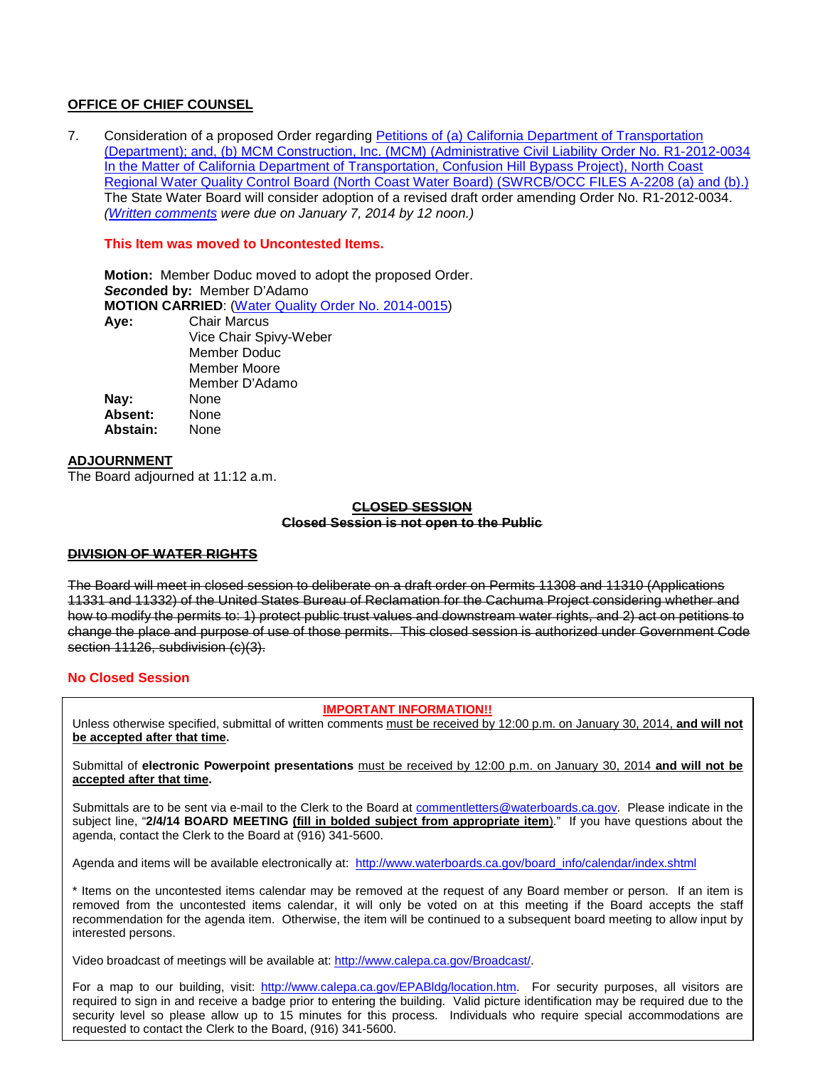**OFFICE OF CHIEF COUNSEL**

7. Consideration of a proposed Order regarding Petitions of (a) California Department of Transportation (Department); and, (b) MCM Construction, Inc. (MCM) (Administrative Civil Liability Order No. R1-2012-0034 In the Matter of California Department of Transportation, Confusion Hill Bypass Project), North Coast Regional Water Quality Control Board (North Coast Water Board) (SWRCB/OCC FILES A-2208 (a) and (b).) The State Water Board will consider adoption of a revised draft order amending Order No. R1-2012-0034. *(Written comments were due on January 7, 2014 by 12 noon.)*

   **This Item was moved to Uncontested Items.**

   **Motion:** Member Doduc moved to adopt the proposed Order.
   ***Seco*nded by:** Member D'Adamo
   **MOTION CARRIED**: (Water Quality Order No. 2014-0015)

| | |
|---|---|
| **Aye:** | Chair Marcus |
| | Vice Chair Spivy-Weber |
| | Member Doduc |
| | Member Moore |
| | Member D'Adamo |
| **Nay:** | None |
| **Absent:** | None |
| **Abstain:** | None |

**ADJOURNMENT**
The Board adjourned at 11:12 a.m.

**~~CLOSED SESSION~~**
**~~Closed Session is not open to the Public~~**

**~~DIVISION OF WATER RIGHTS~~**

~~The Board will meet in closed session to deliberate on a draft order on Permits 11308 and 11310 (Applications 11331 and 11332) of the United States Bureau of Reclamation for the Cachuma Project considering whether and how to modify the permits to: 1) protect public trust values and downstream water rights, and 2) act on petitions to change the place and purpose of use of those permits. This closed session is authorized under Government Code section 11126, subdivision (c)(3).~~

**No Closed Session**

**IMPORTANT INFORMATION!!**

Unless otherwise specified, submittal of written comments must be received by 12:00 p.m. on January 30, 2014, **and will not be accepted after that time**.

Submittal of **electronic Powerpoint presentations** must be received by 12:00 p.m. on January 30, 2014 **and will not be accepted after that time.**

Submittals are to be sent via e-mail to the Clerk to the Board at commentletters@waterboards.ca.gov. Please indicate in the subject line, "**2/4/14 BOARD MEETING (fill in bolded subject from appropriate item)**." If you have questions about the agenda, contact the Clerk to the Board at (916) 341-5600.

Agenda and items will be available electronically at: http://www.waterboards.ca.gov/board_info/calendar/index.shtml

* Items on the uncontested items calendar may be removed at the request of any Board member or person. If an item is removed from the uncontested items calendar, it will only be voted on at this meeting if the Board accepts the staff recommendation for the agenda item. Otherwise, the item will be continued to a subsequent board meeting to allow input by interested persons.

Video broadcast of meetings will be available at: http://www.calepa.ca.gov/Broadcast/.

For a map to our building, visit: http://www.calepa.ca.gov/EPABldg/location.htm. For security purposes, all visitors are required to sign in and receive a badge prior to entering the building. Valid picture identification may be required due to the security level so please allow up to 15 minutes for this process. Individuals who require special accommodations are requested to contact the Clerk to the Board, (916) 341-5600.